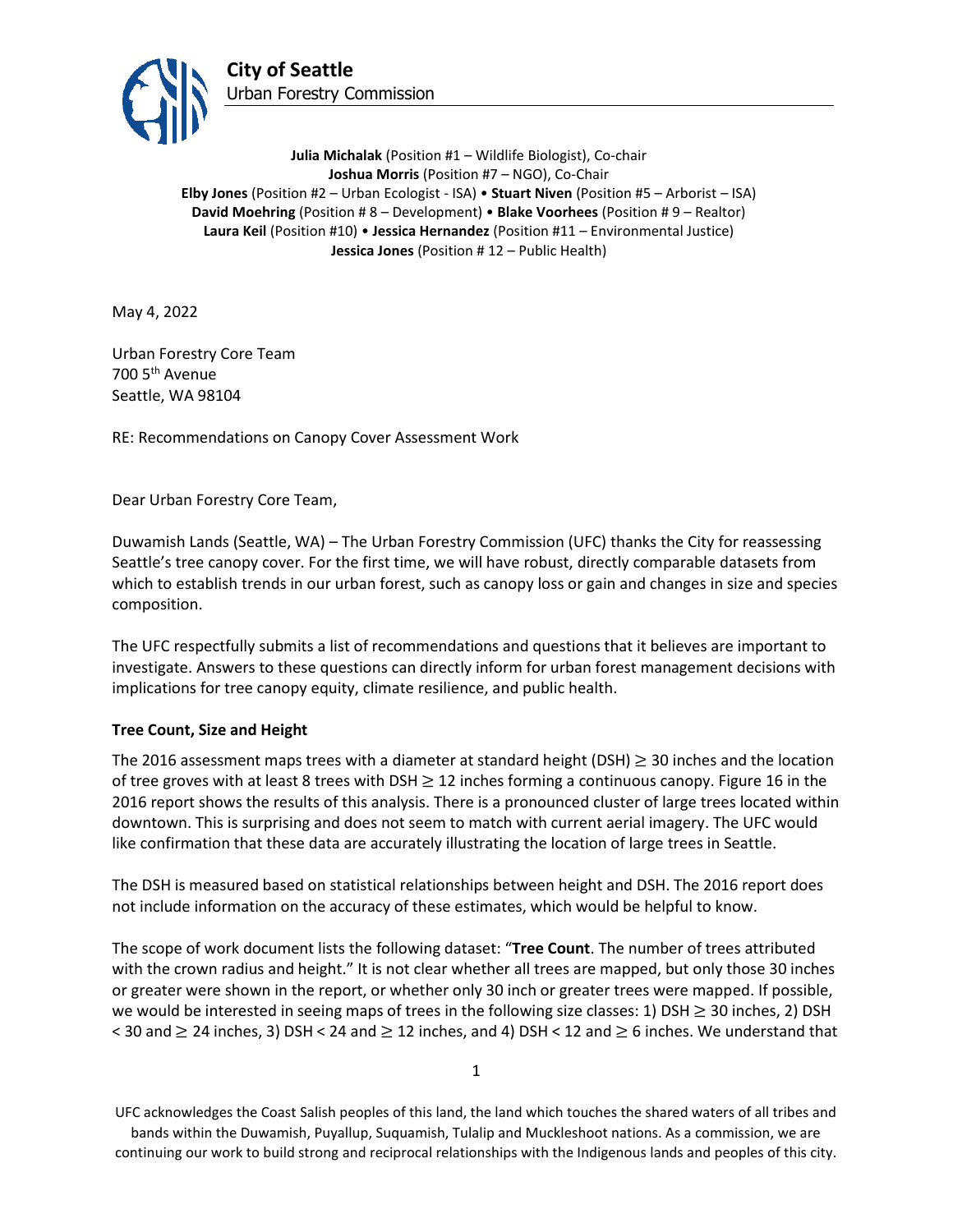**City of Seattle**
Urban Forestry Commission

**Julia Michalak** (Position #1 – Wildlife Biologist), Co-chair
**Joshua Morris** (Position #7 – NGO), Co-Chair
**Elby Jones** (Position #2 – Urban Ecologist - ISA) • **Stuart Niven** (Position #5 – Arborist – ISA)
**David Moehring** (Position # 8 – Development) • **Blake Voorhees** (Position # 9 – Realtor)
**Laura Keil** (Position #10) • **Jessica Hernandez** (Position #11 – Environmental Justice)
**Jessica Jones** (Position # 12 – Public Health)

May 4, 2022

Urban Forestry Core Team
700 5th Avenue
Seattle, WA 98104

RE: Recommendations on Canopy Cover Assessment Work

Dear Urban Forestry Core Team,

Duwamish Lands (Seattle, WA) – The Urban Forestry Commission (UFC) thanks the City for reassessing Seattle's tree canopy cover. For the first time, we will have robust, directly comparable datasets from which to establish trends in our urban forest, such as canopy loss or gain and changes in size and species composition.

The UFC respectfully submits a list of recommendations and questions that it believes are important to investigate. Answers to these questions can directly inform for urban forest management decisions with implications for tree canopy equity, climate resilience, and public health.

**Tree Count, Size and Height**

The 2016 assessment maps trees with a diameter at standard height (DSH) $\geq$ 30 inches and the location of tree groves with at least 8 trees with DSH $\geq$ 12 inches forming a continuous canopy. Figure 16 in the 2016 report shows the results of this analysis. There is a pronounced cluster of large trees located within downtown. This is surprising and does not seem to match with current aerial imagery. The UFC would like confirmation that these data are accurately illustrating the location of large trees in Seattle.

The DSH is measured based on statistical relationships between height and DSH. The 2016 report does not include information on the accuracy of these estimates, which would be helpful to know.

The scope of work document lists the following dataset: "**Tree Count**. The number of trees attributed with the crown radius and height." It is not clear whether all trees are mapped, but only those 30 inches or greater were shown in the report, or whether only 30 inch or greater trees were mapped. If possible, we would be interested in seeing maps of trees in the following size classes: 1) DSH $\geq$ 30 inches, 2) DSH < 30 and $\geq$ 24 inches, 3) DSH < 24 and $\geq$ 12 inches, and 4) DSH < 12 and $\geq$ 6 inches. We understand that

UFC acknowledges the Coast Salish peoples of this land, the land which touches the shared waters of all tribes and bands within the Duwamish, Puyallup, Suquamish, Tulalip and Muckleshoot nations. As a commission, we are continuing our work to build strong and reciprocal relationships with the Indigenous lands and peoples of this city.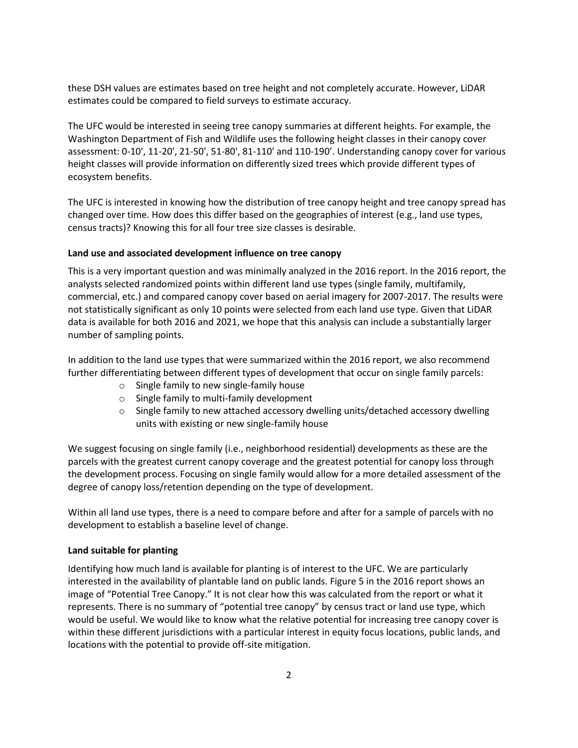these DSH values are estimates based on tree height and not completely accurate. However, LiDAR estimates could be compared to field surveys to estimate accuracy.

The UFC would be interested in seeing tree canopy summaries at different heights. For example, the Washington Department of Fish and Wildlife uses the following height classes in their canopy cover assessment: 0-10', 11-20', 21-50', 51-80', 81-110' and 110-190'. Understanding canopy cover for various height classes will provide information on differently sized trees which provide different types of ecosystem benefits.

The UFC is interested in knowing how the distribution of tree canopy height and tree canopy spread has changed over time. How does this differ based on the geographies of interest (e.g., land use types, census tracts)? Knowing this for all four tree size classes is desirable.

**Land use and associated development influence on tree canopy**

This is a very important question and was minimally analyzed in the 2016 report. In the 2016 report, the analysts selected randomized points within different land use types (single family, multifamily, commercial, etc.) and compared canopy cover based on aerial imagery for 2007-2017. The results were not statistically significant as only 10 points were selected from each land use type. Given that LiDAR data is available for both 2016 and 2021, we hope that this analysis can include a substantially larger number of sampling points.

In addition to the land use types that were summarized within the 2016 report, we also recommend further differentiating between different types of development that occur on single family parcels:

- Single family to new single-family house
- Single family to multi-family development
- Single family to new attached accessory dwelling units/detached accessory dwelling units with existing or new single-family house

We suggest focusing on single family (i.e., neighborhood residential) developments as these are the parcels with the greatest current canopy coverage and the greatest potential for canopy loss through the development process. Focusing on single family would allow for a more detailed assessment of the degree of canopy loss/retention depending on the type of development.

Within all land use types, there is a need to compare before and after for a sample of parcels with no development to establish a baseline level of change.

**Land suitable for planting**

Identifying how much land is available for planting is of interest to the UFC. We are particularly interested in the availability of plantable land on public lands. Figure 5 in the 2016 report shows an image of "Potential Tree Canopy." It is not clear how this was calculated from the report or what it represents. There is no summary of "potential tree canopy" by census tract or land use type, which would be useful. We would like to know what the relative potential for increasing tree canopy cover is within these different jurisdictions with a particular interest in equity focus locations, public lands, and locations with the potential to provide off-site mitigation.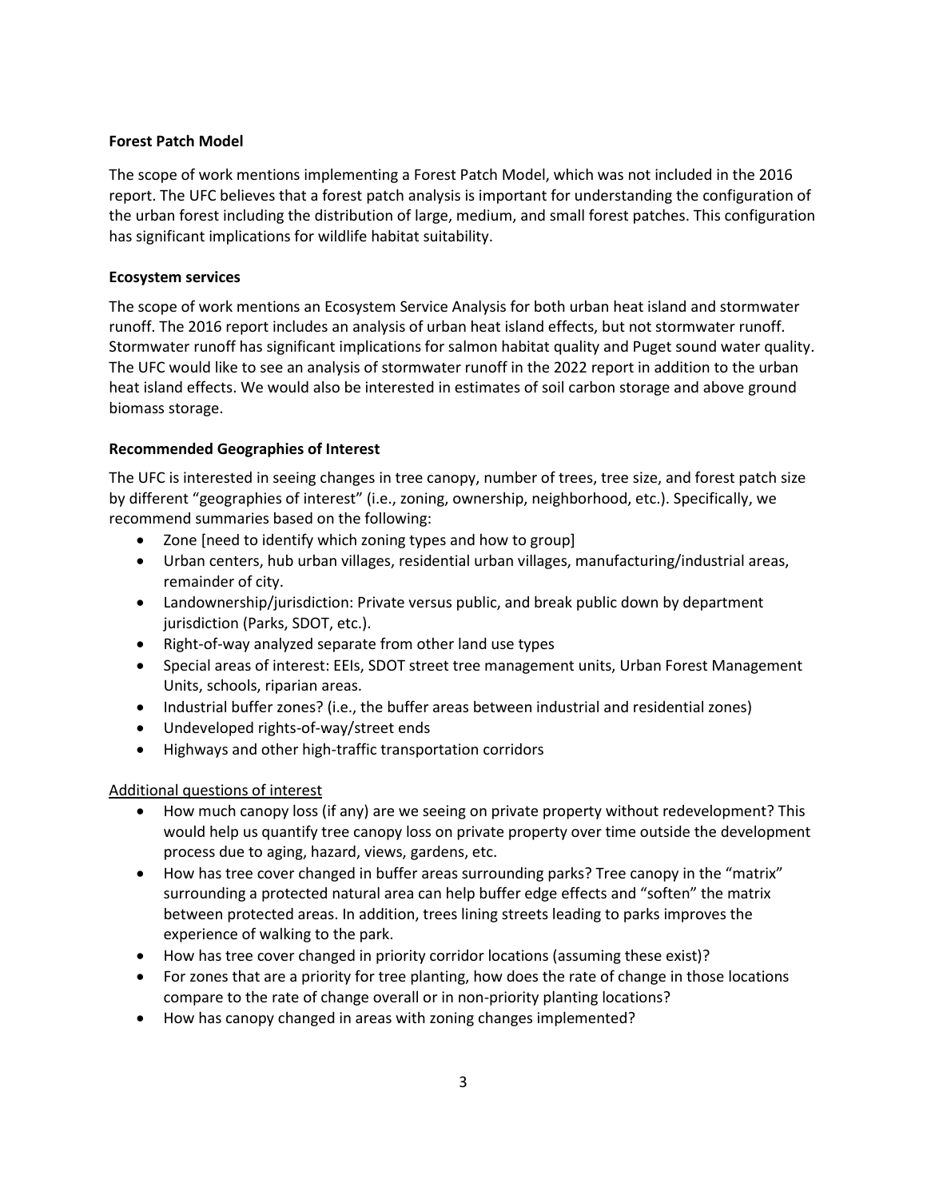**Forest Patch Model**

The scope of work mentions implementing a Forest Patch Model, which was not included in the 2016 report. The UFC believes that a forest patch analysis is important for understanding the configuration of the urban forest including the distribution of large, medium, and small forest patches. This configuration has significant implications for wildlife habitat suitability.

**Ecosystem services**

The scope of work mentions an Ecosystem Service Analysis for both urban heat island and stormwater runoff. The 2016 report includes an analysis of urban heat island effects, but not stormwater runoff. Stormwater runoff has significant implications for salmon habitat quality and Puget sound water quality. The UFC would like to see an analysis of stormwater runoff in the 2022 report in addition to the urban heat island effects. We would also be interested in estimates of soil carbon storage and above ground biomass storage.

**Recommended Geographies of Interest**

The UFC is interested in seeing changes in tree canopy, number of trees, tree size, and forest patch size by different "geographies of interest" (i.e., zoning, ownership, neighborhood, etc.). Specifically, we recommend summaries based on the following:

- Zone [need to identify which zoning types and how to group]
- Urban centers, hub urban villages, residential urban villages, manufacturing/industrial areas, remainder of city.
- Landownership/jurisdiction: Private versus public, and break public down by department jurisdiction (Parks, SDOT, etc.).
- Right-of-way analyzed separate from other land use types
- Special areas of interest: EEIs, SDOT street tree management units, Urban Forest Management Units, schools, riparian areas.
- Industrial buffer zones? (i.e., the buffer areas between industrial and residential zones)
- Undeveloped rights-of-way/street ends
- Highways and other high-traffic transportation corridors

<u>Additional questions of interest</u>

- How much canopy loss (if any) are we seeing on private property without redevelopment? This would help us quantify tree canopy loss on private property over time outside the development process due to aging, hazard, views, gardens, etc.
- How has tree cover changed in buffer areas surrounding parks? Tree canopy in the "matrix" surrounding a protected natural area can help buffer edge effects and "soften" the matrix between protected areas. In addition, trees lining streets leading to parks improves the experience of walking to the park.
- How has tree cover changed in priority corridor locations (assuming these exist)?
- For zones that are a priority for tree planting, how does the rate of change in those locations compare to the rate of change overall or in non-priority planting locations?
- How has canopy changed in areas with zoning changes implemented?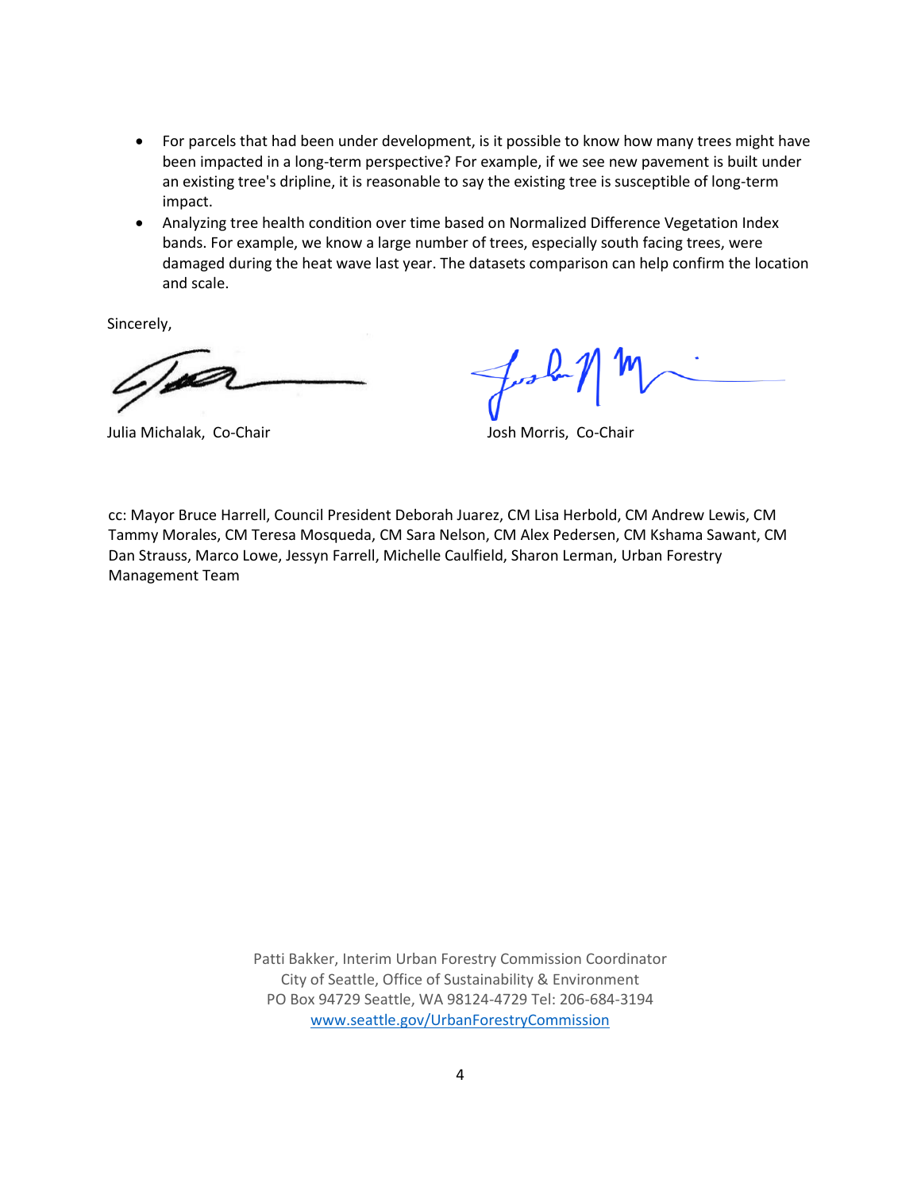- For parcels that had been under development, is it possible to know how many trees might have been impacted in a long-term perspective? For example, if we see new pavement is built under an existing tree's dripline, it is reasonable to say the existing tree is susceptible of long-term impact.
- Analyzing tree health condition over time based on Normalized Difference Vegetation Index bands. For example, we know a large number of trees, especially south facing trees, were damaged during the heat wave last year. The datasets comparison can help confirm the location and scale.

Sincerely,

Julia Michalak, Co-Chair

Josh Morris, Co-Chair

cc: Mayor Bruce Harrell, Council President Deborah Juarez, CM Lisa Herbold, CM Andrew Lewis, CM Tammy Morales, CM Teresa Mosqueda, CM Sara Nelson, CM Alex Pedersen, CM Kshama Sawant, CM Dan Strauss, Marco Lowe, Jessyn Farrell, Michelle Caulfield, Sharon Lerman, Urban Forestry Management Team

Patti Bakker, Interim Urban Forestry Commission Coordinator
City of Seattle, Office of Sustainability & Environment
PO Box 94729 Seattle, WA 98124-4729 Tel: 206-684-3194
www.seattle.gov/UrbanForestryCommission